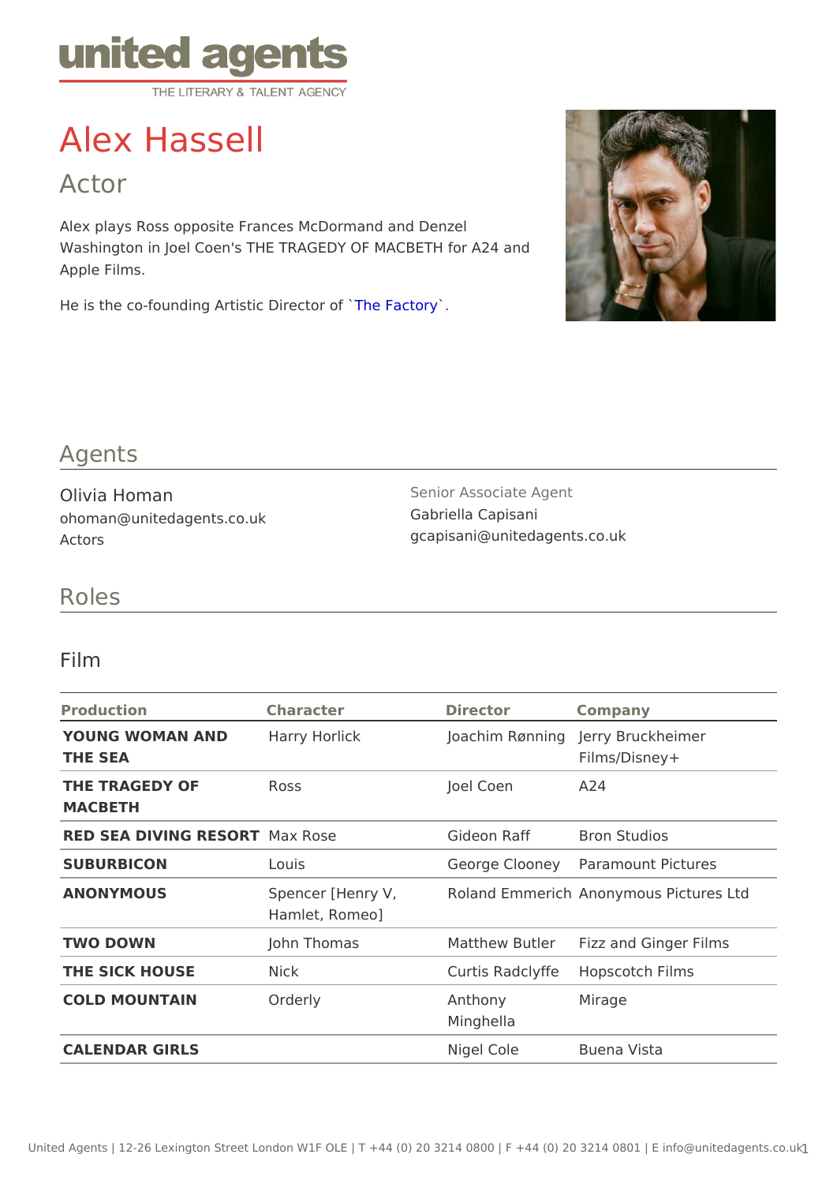united agents
THE LITERARY & TALENT AGENCY

# Alex Hassell

## Actor

Alex plays Ross opposite Frances McDormand and Denzel Washington in Joel Coen's THE TRAGEDY OF MACBETH for A24 and Apple Films.

He is the co-founding Artistic Director of `The Factory`.

## Agents

Olivia Homan
ohoman@unitedagents.co.uk
Actors

Senior Associate Agent
Gabriella Capisani
gcapisani@unitedagents.co.uk

## Roles

### Film

| Production | Character | Director | Company |
|---|---|---|---|
| **YOUNG WOMAN AND THE SEA** | Harry Horlick | Joachim Rønning | Jerry Bruckheimer Films/Disney+ |
| **THE TRAGEDY OF MACBETH** | Ross | Joel Coen | A24 |
| **RED SEA DIVING RESORT** | Max Rose | Gideon Raff | Bron Studios |
| **SUBURBICON** | Louis | George Clooney | Paramount Pictures |
| **ANONYMOUS** | Spencer [Henry V, Hamlet, Romeo] | Roland Emmerich | Anonymous Pictures Ltd |
| **TWO DOWN** | John Thomas | Matthew Butler | Fizz and Ginger Films |
| **THE SICK HOUSE** | Nick | Curtis Radclyffe | Hopscotch Films |
| **COLD MOUNTAIN** | Orderly | Anthony Minghella | Mirage |
| **CALENDAR GIRLS** | | Nigel Cole | Buena Vista |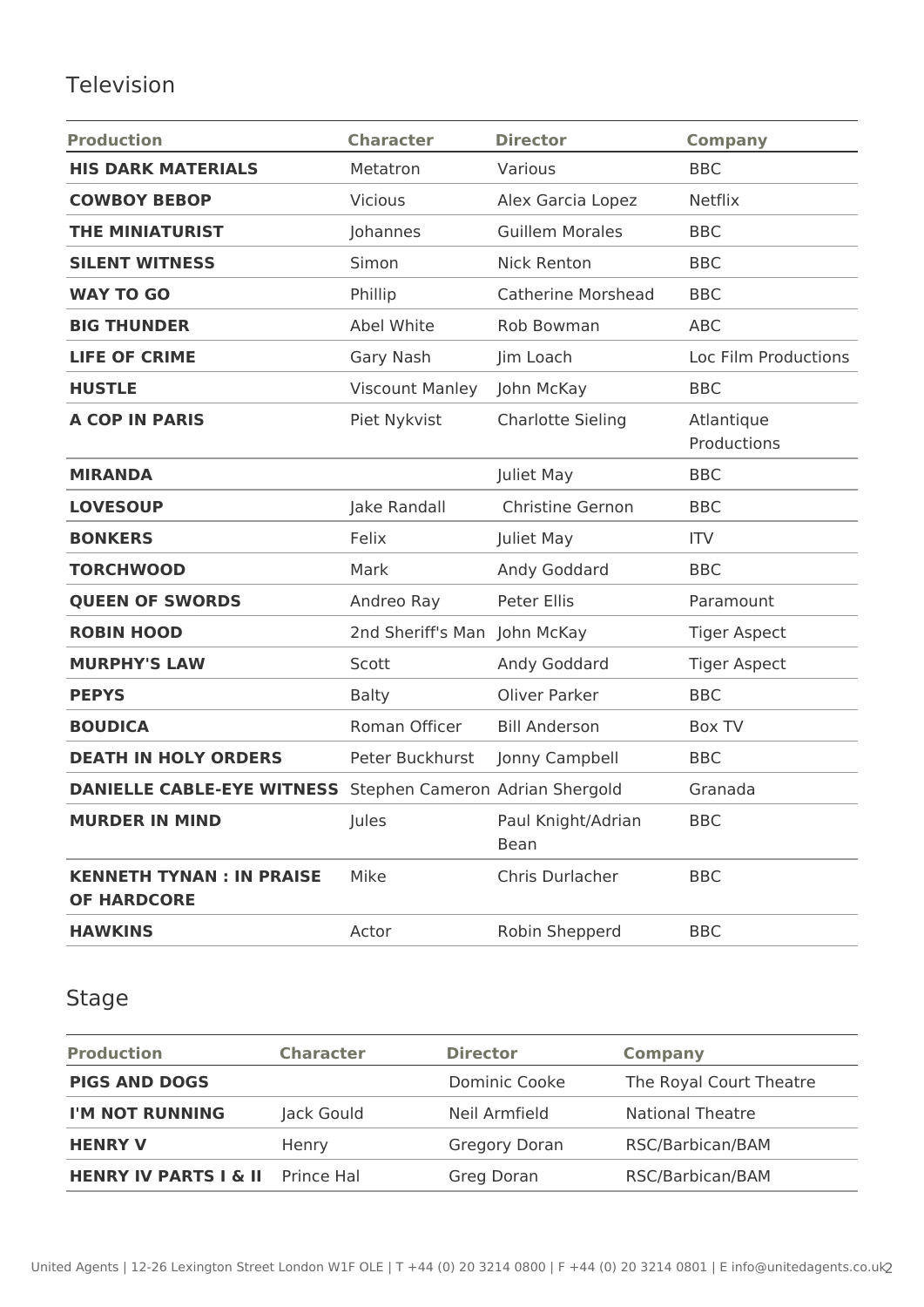## Television

| Production | Character | Director | Company |
|---|---|---|---|
| **HIS DARK MATERIALS** | Metatron | Various | BBC |
| **COWBOY BEBOP** | Vicious | Alex Garcia Lopez | Netflix |
| **THE MINIATURIST** | Johannes | Guillem Morales | BBC |
| **SILENT WITNESS** | Simon | Nick Renton | BBC |
| **WAY TO GO** | Phillip | Catherine Morshead | BBC |
| **BIG THUNDER** | Abel White | Rob Bowman | ABC |
| **LIFE OF CRIME** | Gary Nash | Jim Loach | Loc Film Productions |
| **HUSTLE** | Viscount Manley | John McKay | BBC |
| **A COP IN PARIS** | Piet Nykvist | Charlotte Sieling | Atlantique Productions |
| **MIRANDA** | | Juliet May | BBC |
| **LOVESOUP** | Jake Randall | Christine Gernon | BBC |
| **BONKERS** | Felix | Juliet May | ITV |
| **TORCHWOOD** | Mark | Andy Goddard | BBC |
| **QUEEN OF SWORDS** | Andreo Ray | Peter Ellis | Paramount |
| **ROBIN HOOD** | 2nd Sheriff's Man | John McKay | Tiger Aspect |
| **MURPHY'S LAW** | Scott | Andy Goddard | Tiger Aspect |
| **PEPYS** | Balty | Oliver Parker | BBC |
| **BOUDICA** | Roman Officer | Bill Anderson | Box TV |
| **DEATH IN HOLY ORDERS** | Peter Buckhurst | Jonny Campbell | BBC |
| **DANIELLE CABLE-EYE WITNESS** | Stephen Cameron | Adrian Shergold | Granada |
| **MURDER IN MIND** | Jules | Paul Knight/Adrian Bean | BBC |
| **KENNETH TYNAN : IN PRAISE OF HARDCORE** | Mike | Chris Durlacher | BBC |
| **HAWKINS** | Actor | Robin Shepperd | BBC |

## Stage

| Production | Character | Director | Company |
|---|---|---|---|
| **PIGS AND DOGS** | | Dominic Cooke | The Royal Court Theatre |
| **I'M NOT RUNNING** | Jack Gould | Neil Armfield | National Theatre |
| **HENRY V** | Henry | Gregory Doran | RSC/Barbican/BAM |
| **HENRY IV PARTS I & II** | Prince Hal | Greg Doran | RSC/Barbican/BAM |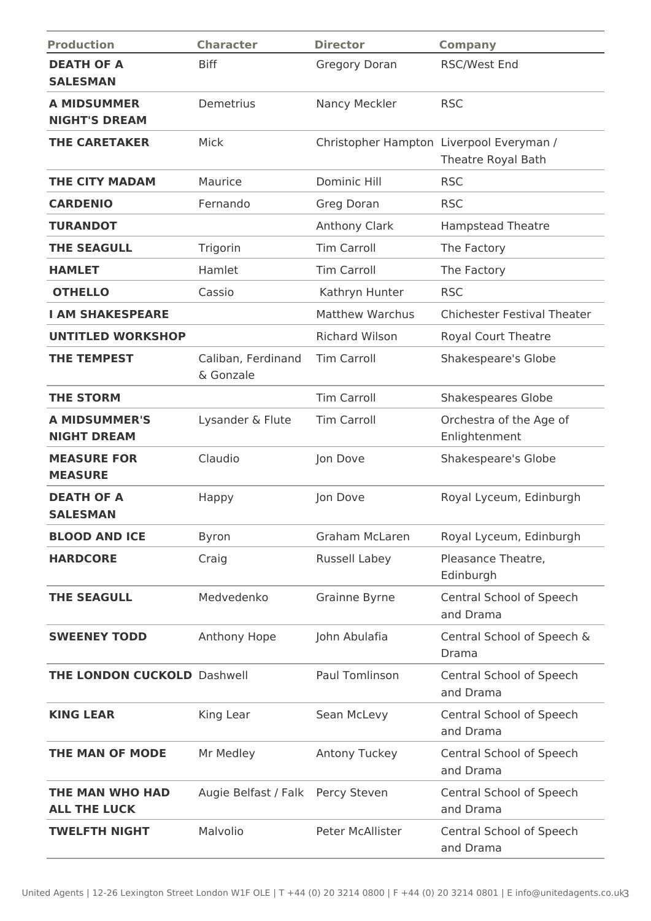| Production | Character | Director | Company |
|---|---|---|---|
| **DEATH OF A SALESMAN** | Biff | Gregory Doran | RSC/West End |
| **A MIDSUMMER NIGHT'S DREAM** | Demetrius | Nancy Meckler | RSC |
| **THE CARETAKER** | Mick | Christopher Hampton | Liverpool Everyman / Theatre Royal Bath |
| **THE CITY MADAM** | Maurice | Dominic Hill | RSC |
| **CARDENIO** | Fernando | Greg Doran | RSC |
| **TURANDOT** | | Anthony Clark | Hampstead Theatre |
| **THE SEAGULL** | Trigorin | Tim Carroll | The Factory |
| **HAMLET** | Hamlet | Tim Carroll | The Factory |
| **OTHELLO** | Cassio | Kathryn Hunter | RSC |
| **I AM SHAKESPEARE** | | Matthew Warchus | Chichester Festival Theater |
| **UNTITLED WORKSHOP** | | Richard Wilson | Royal Court Theatre |
| **THE TEMPEST** | Caliban, Ferdinand & Gonzale | Tim Carroll | Shakespeare's Globe |
| **THE STORM** | | Tim Carroll | Shakespeares Globe |
| **A MIDSUMMER'S NIGHT DREAM** | Lysander & Flute | Tim Carroll | Orchestra of the Age of Enlightenment |
| **MEASURE FOR MEASURE** | Claudio | Jon Dove | Shakespeare's Globe |
| **DEATH OF A SALESMAN** | Happy | Jon Dove | Royal Lyceum, Edinburgh |
| **BLOOD AND ICE** | Byron | Graham McLaren | Royal Lyceum, Edinburgh |
| **HARDCORE** | Craig | Russell Labey | Pleasance Theatre, Edinburgh |
| **THE SEAGULL** | Medvedenko | Grainne Byrne | Central School of Speech and Drama |
| **SWEENEY TODD** | Anthony Hope | John Abulafia | Central School of Speech & Drama |
| **THE LONDON CUCKOLD** | Dashwell | Paul Tomlinson | Central School of Speech and Drama |
| **KING LEAR** | King Lear | Sean McLevy | Central School of Speech and Drama |
| **THE MAN OF MODE** | Mr Medley | Antony Tuckey | Central School of Speech and Drama |
| **THE MAN WHO HAD ALL THE LUCK** | Augie Belfast / Falk | Percy Steven | Central School of Speech and Drama |
| **TWELFTH NIGHT** | Malvolio | Peter McAllister | Central School of Speech and Drama |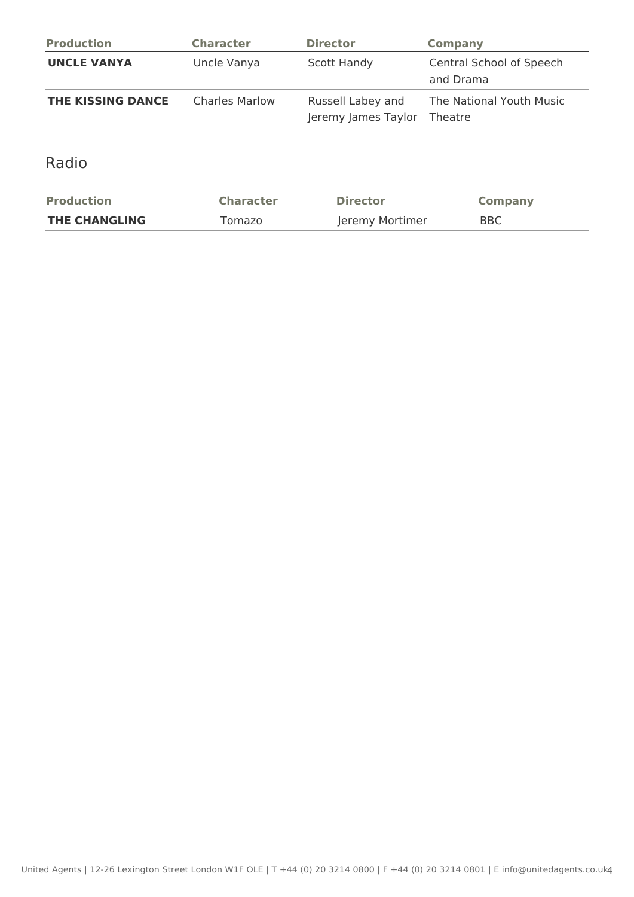| Production | Character | Director | Company |
| --- | --- | --- | --- |
| **UNCLE VANYA** | Uncle Vanya | Scott Handy | Central School of Speech and Drama |
| **THE KISSING DANCE** | Charles Marlow | Russell Labey and Jeremy James Taylor | The National Youth Music Theatre |

## Radio

| Production | Character | Director | Company |
| --- | --- | --- | --- |
| **THE CHANGLING** | Tomazo | Jeremy Mortimer | BBC |